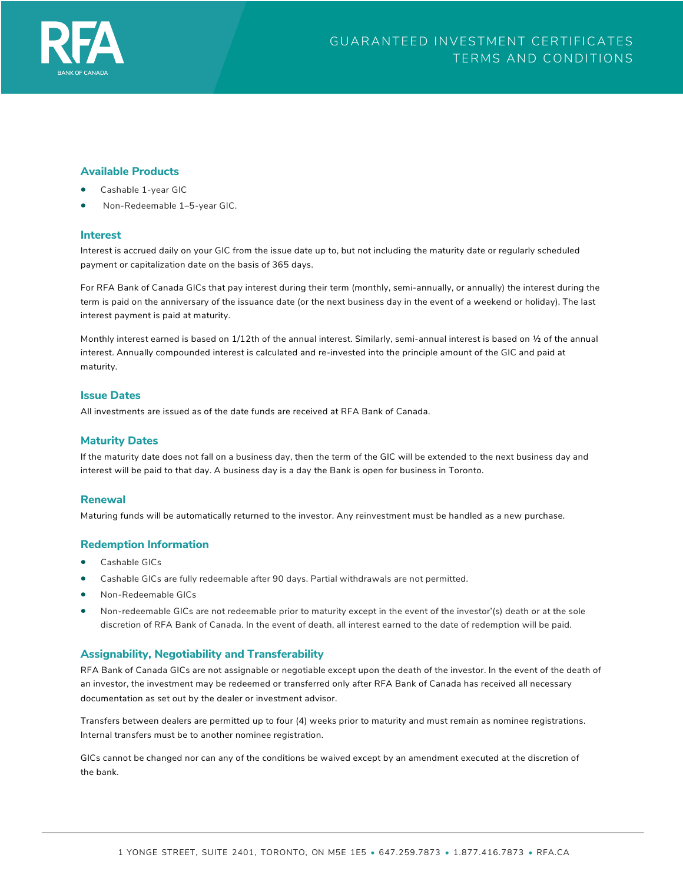RFA

BANK OF CANADA

# GUARANTEED INVESTMENT CERTIFICATES TERMS AND CONDITIONS

## Available Products

- Cashable 1-year GIC
- Non-Redeemable 1–5-year GIC.

## Interest

Interest is accrued daily on your GIC from the issue date up to, but not including the maturity date or regularly scheduled payment or capitalization date on the basis of 365 days.

For RFA Bank of Canada GICs that pay interest during their term (monthly, semi-annually, or annually) the interest during the term is paid on the anniversary of the issuance date (or the next business day in the event of a weekend or holiday). The last interest payment is paid at maturity.

Monthly interest earned is based on 1/12th of the annual interest. Similarly, semi-annual interest is based on ½ of the annual interest. Annually compounded interest is calculated and re-invested into the principle amount of the GIC and paid at maturity.

## Issue Dates

All investments are issued as of the date funds are received at RFA Bank of Canada.

## Maturity Dates

If the maturity date does not fall on a business day, then the term of the GIC will be extended to the next business day and interest will be paid to that day. A business day is a day the Bank is open for business in Toronto.

## Renewal

Maturing funds will be automatically returned to the investor. Any reinvestment must be handled as a new purchase.

## Redemption Information

- Cashable GICs
- Cashable GICs are fully redeemable after 90 days. Partial withdrawals are not permitted.
- Non-Redeemable GICs
- Non-redeemable GICs are not redeemable prior to maturity except in the event of the investor'(s) death or at the sole discretion of RFA Bank of Canada. In the event of death, all interest earned to the date of redemption will be paid.

## Assignability, Negotiability and Transferability

RFA Bank of Canada GICs are not assignable or negotiable except upon the death of the investor. In the event of the death of an investor, the investment may be redeemed or transferred only after RFA Bank of Canada has received all necessary documentation as set out by the dealer or investment advisor.

Transfers between dealers are permitted up to four (4) weeks prior to maturity and must remain as nominee registrations. Internal transfers must be to another nominee registration.

GICs cannot be changed nor can any of the conditions be waived except by an amendment executed at the discretion of the bank.

1 YONGE STREET, SUITE 2401, TORONTO, ON M5E 1E5 • 647.259.7873 • 1.877.416.7873 • RFA.CA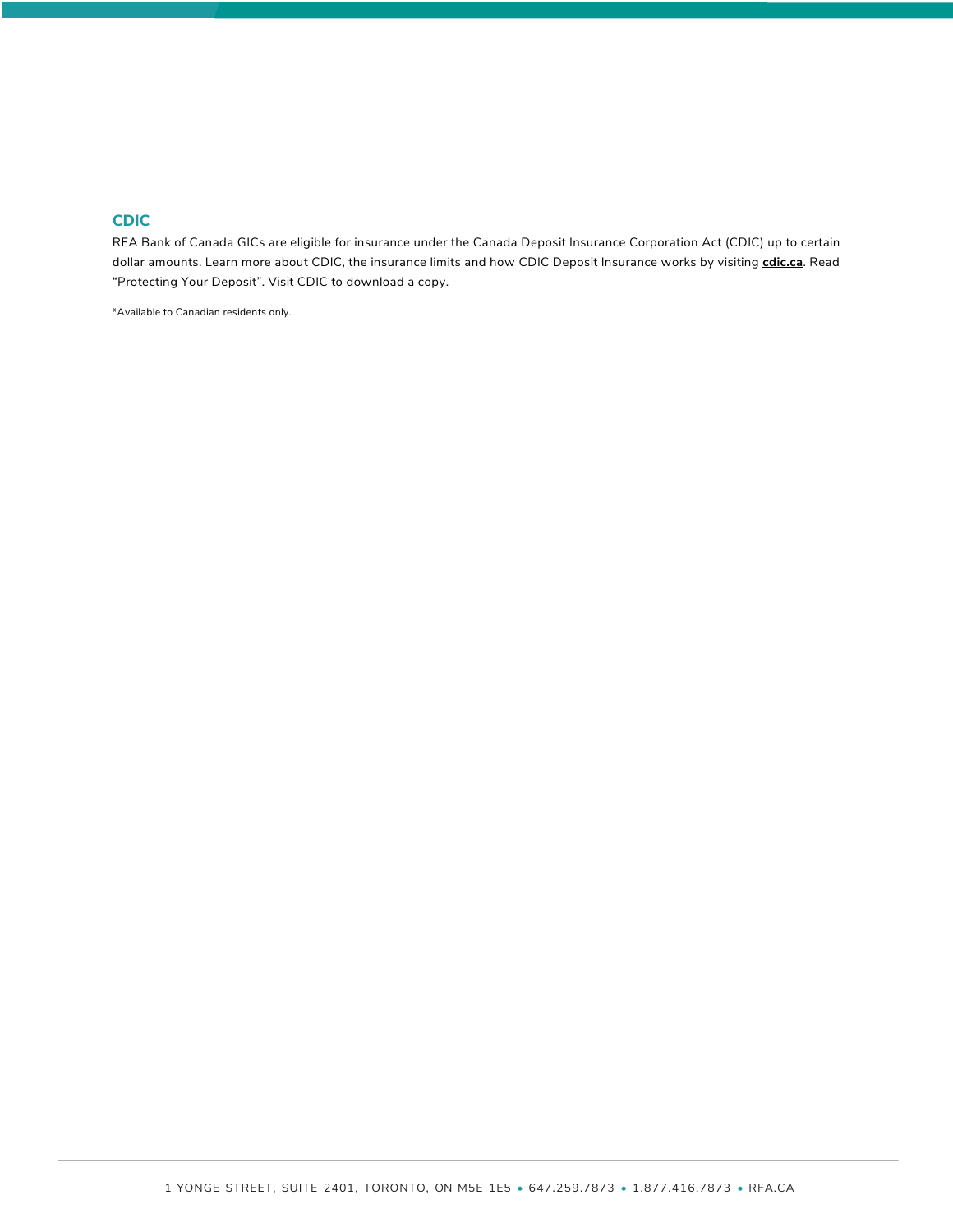## CDIC

RFA Bank of Canada GICs are eligible for insurance under the Canada Deposit Insurance Corporation Act (CDIC) up to certain dollar amounts. Learn more about CDIC, the insurance limits and how CDIC Deposit Insurance works by visiting **cdic.ca**. Read "Protecting Your Deposit". Visit CDIC to download a copy.

*Available to Canadian residents only.